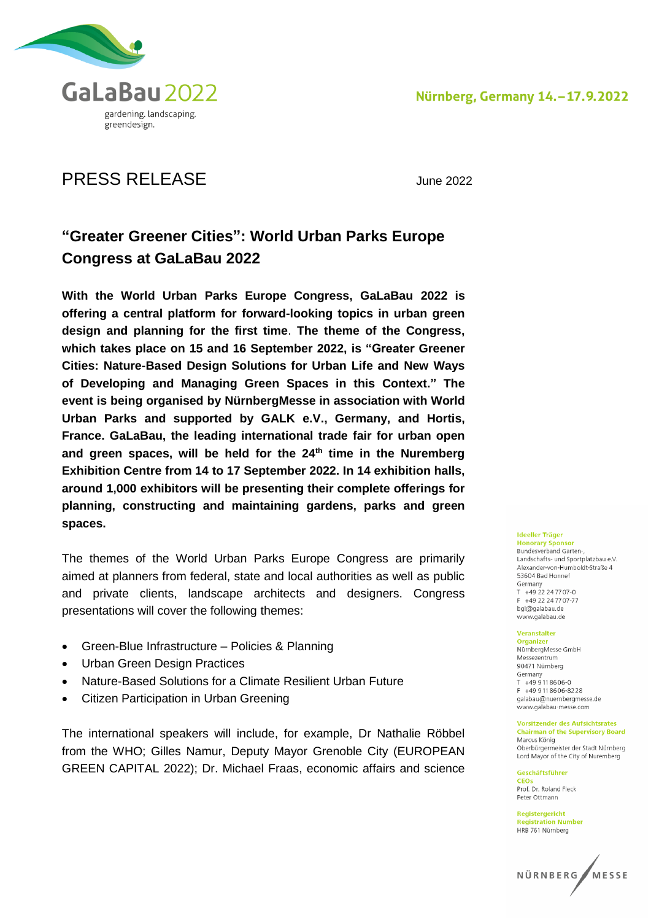GaLaBau 2022

gardening. landscaping. greendesign.

Nürnberg, Germany 14.–17.9.2022

# PRESS RELEASE

June 2022

## "Greater Greener Cities": World Urban Parks Europe Congress at GaLaBau 2022

**With the World Urban Parks Europe Congress, GaLaBau 2022 is offering a central platform for forward-looking topics in urban green design and planning for the first time. The theme of the Congress, which takes place on 15 and 16 September 2022, is "Greater Greener Cities: Nature-Based Design Solutions for Urban Life and New Ways of Developing and Managing Green Spaces in this Context." The event is being organised by NürnbergMesse in association with World Urban Parks and supported by GALK e.V., Germany, and Hortis, France. GaLaBau, the leading international trade fair for urban open and green spaces, will be held for the 24th time in the Nuremberg Exhibition Centre from 14 to 17 September 2022. In 14 exhibition halls, around 1,000 exhibitors will be presenting their complete offerings for planning, constructing and maintaining gardens, parks and green spaces.**

The themes of the World Urban Parks Europe Congress are primarily aimed at planners from federal, state and local authorities as well as public and private clients, landscape architects and designers. Congress presentations will cover the following themes:

- Green-Blue Infrastructure – Policies & Planning
- Urban Green Design Practices
- Nature-Based Solutions for a Climate Resilient Urban Future
- Citizen Participation in Urban Greening

The international speakers will include, for example, Dr Nathalie Röbbel from the WHO; Gilles Namur, Deputy Mayor Grenoble City (EUROPEAN GREEN CAPITAL 2022); Dr. Michael Fraas, economic affairs and science

**Ideeller Träger**
**Honorary Sponsor**
Bundesverband Garten-, Landschafts- und Sportplatzbau e.V.
Alexander-von-Humboldt-Straße 4
53604 Bad Honnef
Germany
T +49 22 24 77 07-0
F +49 22 24 77 07-77
bgl@galabau.de
www.galabau.de

**Veranstalter**
**Organizer**
NürnbergMesse GmbH
Messezentrum
90471 Nürnberg
Germany
T +49 9 11 86 06-0
F +49 9 11 86 06-82 28
galabau@nuernbergmesse.de
www.galabau-messe.com

**Vorsitzender des Aufsichtsrates**
**Chairman of the Supervisory Board**
Marcus König
Oberbürgermeister der Stadt Nürnberg
Lord Mayor of the City of Nuremberg

**Geschäftsführer**
**CEOs**
Prof. Dr. Roland Fleck
Peter Ottmann

**Registergericht**
**Registration Number**
HRB 761 Nürnberg

NÜRNBERG MESSE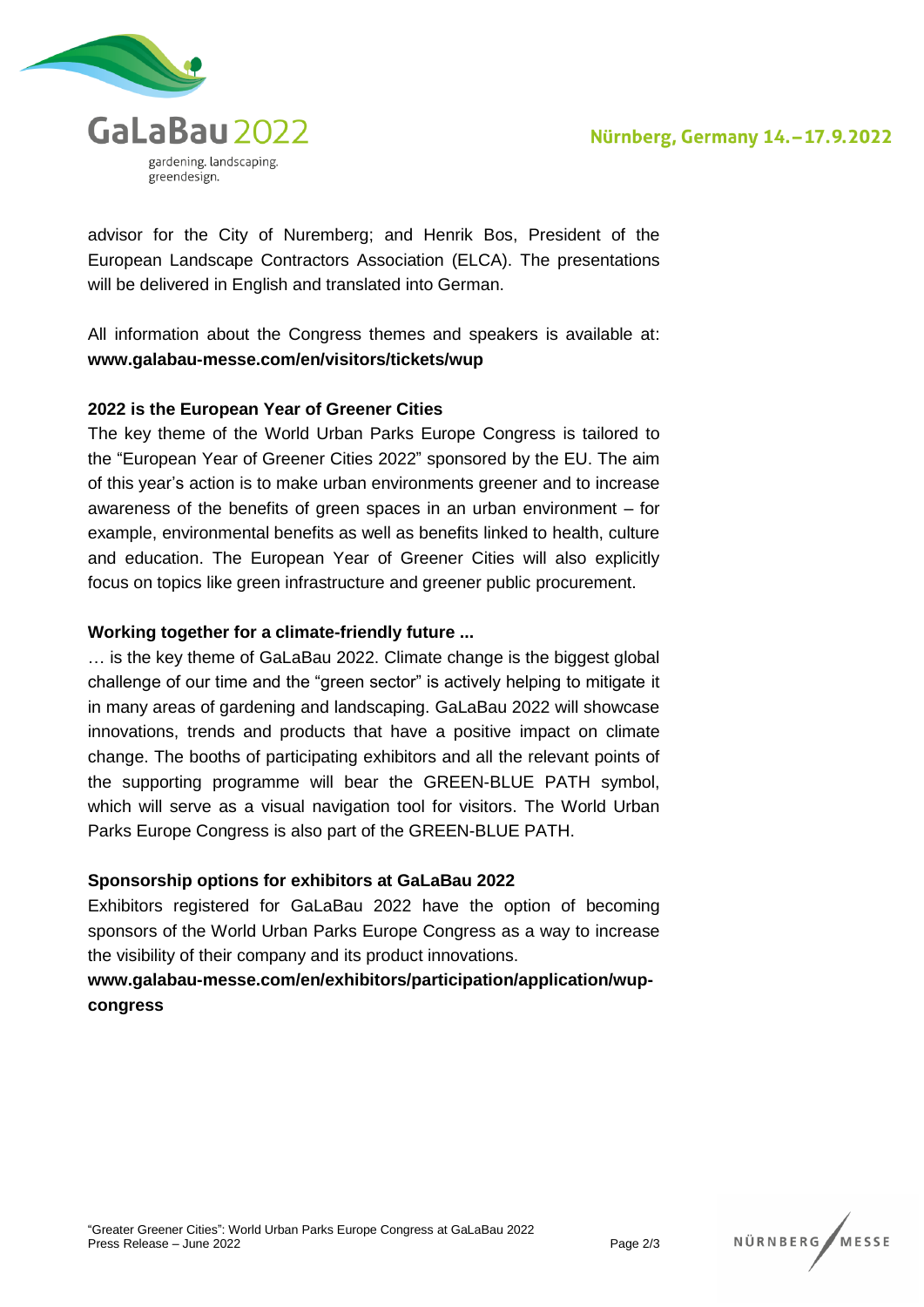advisor for the City of Nuremberg; and Henrik Bos, President of the European Landscape Contractors Association (ELCA). The presentations will be delivered in English and translated into German.

All information about the Congress themes and speakers is available at: **www.galabau-messe.com/en/visitors/tickets/wup**

**2022 is the European Year of Greener Cities**

The key theme of the World Urban Parks Europe Congress is tailored to the "European Year of Greener Cities 2022" sponsored by the EU. The aim of this year's action is to make urban environments greener and to increase awareness of the benefits of green spaces in an urban environment – for example, environmental benefits as well as benefits linked to health, culture and education. The European Year of Greener Cities will also explicitly focus on topics like green infrastructure and greener public procurement.

**Working together for a climate-friendly future ...**

… is the key theme of GaLaBau 2022. Climate change is the biggest global challenge of our time and the "green sector" is actively helping to mitigate it in many areas of gardening and landscaping. GaLaBau 2022 will showcase innovations, trends and products that have a positive impact on climate change. The booths of participating exhibitors and all the relevant points of the supporting programme will bear the GREEN-BLUE PATH symbol, which will serve as a visual navigation tool for visitors. The World Urban Parks Europe Congress is also part of the GREEN-BLUE PATH.

**Sponsorship options for exhibitors at GaLaBau 2022**

Exhibitors registered for GaLaBau 2022 have the option of becoming sponsors of the World Urban Parks Europe Congress as a way to increase the visibility of their company and its product innovations.

**www.galabau-messe.com/en/exhibitors/participation/application/wup-congress**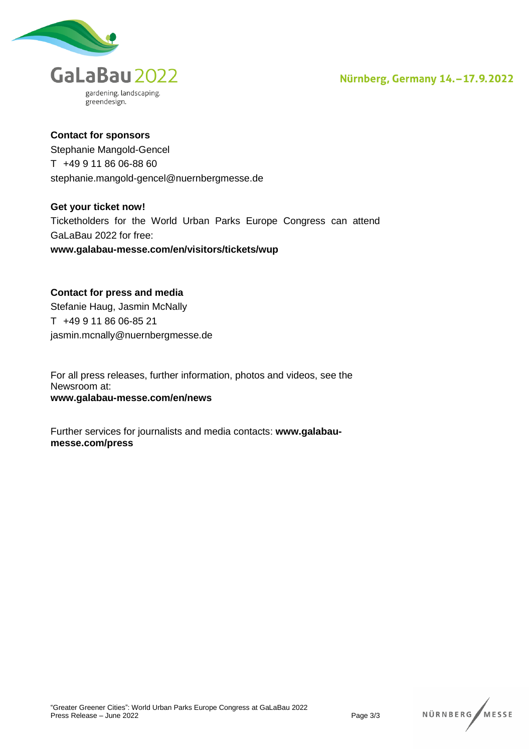**Contact for sponsors**
Stephanie Mangold-Gencel
T +49 9 11 86 06-88 60
stephanie.mangold-gencel@nuernbergmesse.de

**Get your ticket now!**
Ticketholders for the World Urban Parks Europe Congress can attend GaLaBau 2022 for free:
**www.galabau-messe.com/en/visitors/tickets/wup**

**Contact for press and media**
Stefanie Haug, Jasmin McNally
T +49 9 11 86 06-85 21
jasmin.mcnally@nuernbergmesse.de

For all press releases, further information, photos and videos, see the Newsroom at:
**www.galabau-messe.com/en/news**

Further services for journalists and media contacts: **www.galabau-messe.com/press**